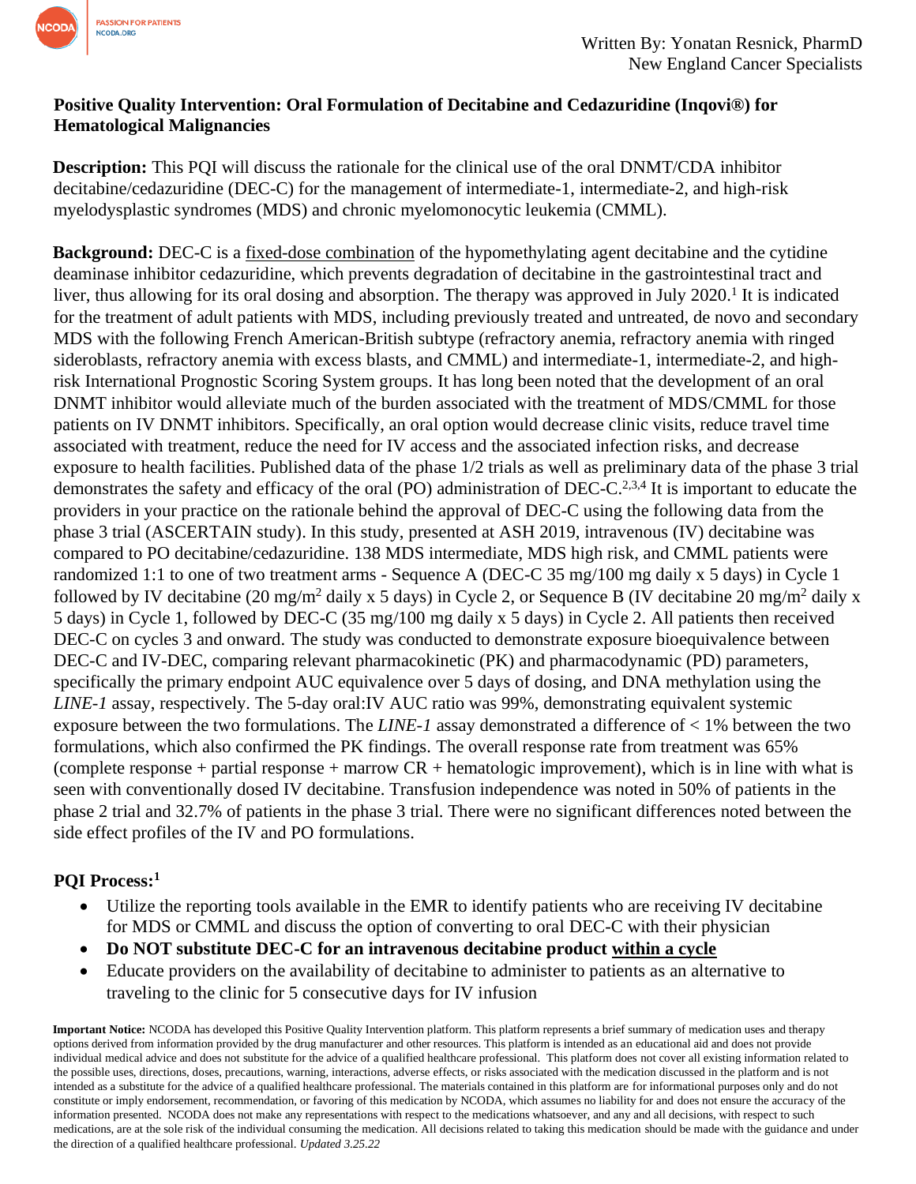Written By: Yonatan Resnick, PharmD
New England Cancer Specialists

**Positive Quality Intervention: Oral Formulation of Decitabine and Cedazuridine (Inqovi®) for Hematological Malignancies**

**Description:** This PQI will discuss the rationale for the clinical use of the oral DNMT/CDA inhibitor decitabine/cedazuridine (DEC-C) for the management of intermediate-1, intermediate-2, and high-risk myelodysplastic syndromes (MDS) and chronic myelomonocytic leukemia (CMML).

**Background:** DEC-C is a fixed-dose combination of the hypomethylating agent decitabine and the cytidine deaminase inhibitor cedazuridine, which prevents degradation of decitabine in the gastrointestinal tract and liver, thus allowing for its oral dosing and absorption. The therapy was approved in July 2020.[1] It is indicated for the treatment of adult patients with MDS, including previously treated and untreated, de novo and secondary MDS with the following French American-British subtype (refractory anemia, refractory anemia with ringed sideroblasts, refractory anemia with excess blasts, and CMML) and intermediate-1, intermediate-2, and high-risk International Prognostic Scoring System groups. It has long been noted that the development of an oral DNMT inhibitor would alleviate much of the burden associated with the treatment of MDS/CMML for those patients on IV DNMT inhibitors. Specifically, an oral option would decrease clinic visits, reduce travel time associated with treatment, reduce the need for IV access and the associated infection risks, and decrease exposure to health facilities. Published data of the phase 1/2 trials as well as preliminary data of the phase 3 trial demonstrates the safety and efficacy of the oral (PO) administration of DEC-C.[2,3,4] It is important to educate the providers in your practice on the rationale behind the approval of DEC-C using the following data from the phase 3 trial (ASCERTAIN study). In this study, presented at ASH 2019, intravenous (IV) decitabine was compared to PO decitabine/cedazuridine. 138 MDS intermediate, MDS high risk, and CMML patients were randomized 1:1 to one of two treatment arms - Sequence A (DEC-C 35 mg/100 mg daily x 5 days) in Cycle 1 followed by IV decitabine (20 mg/m$^2$ daily x 5 days) in Cycle 2, or Sequence B (IV decitabine 20 mg/m$^2$ daily x 5 days) in Cycle 1, followed by DEC-C (35 mg/100 mg daily x 5 days) in Cycle 2. All patients then received DEC-C on cycles 3 and onward. The study was conducted to demonstrate exposure bioequivalence between DEC-C and IV-DEC, comparing relevant pharmacokinetic (PK) and pharmacodynamic (PD) parameters, specifically the primary endpoint AUC equivalence over 5 days of dosing, and DNA methylation using the *LINE-1* assay, respectively. The 5-day oral:IV AUC ratio was 99%, demonstrating equivalent systemic exposure between the two formulations. The *LINE-1* assay demonstrated a difference of < 1% between the two formulations, which also confirmed the PK findings. The overall response rate from treatment was 65% (complete response + partial response + marrow CR + hematologic improvement), which is in line with what is seen with conventionally dosed IV decitabine. Transfusion independence was noted in 50% of patients in the phase 2 trial and 32.7% of patients in the phase 3 trial. There were no significant differences noted between the side effect profiles of the IV and PO formulations.

**PQI Process:[1]**

- Utilize the reporting tools available in the EMR to identify patients who are receiving IV decitabine for MDS or CMML and discuss the option of converting to oral DEC-C with their physician
- **Do NOT substitute DEC-C for an intravenous decitabine product within a cycle**
- Educate providers on the availability of decitabine to administer to patients as an alternative to traveling to the clinic for 5 consecutive days for IV infusion

**Important Notice:** NCODA has developed this Positive Quality Intervention platform. This platform represents a brief summary of medication uses and therapy options derived from information provided by the drug manufacturer and other resources. This platform is intended as an educational aid and does not provide individual medical advice and does not substitute for the advice of a qualified healthcare professional. This platform does not cover all existing information related to the possible uses, directions, doses, precautions, warning, interactions, adverse effects, or risks associated with the medication discussed in the platform and is not intended as a substitute for the advice of a qualified healthcare professional. The materials contained in this platform are for informational purposes only and do not constitute or imply endorsement, recommendation, or favoring of this medication by NCODA, which assumes no liability for and does not ensure the accuracy of the information presented. NCODA does not make any representations with respect to the medications whatsoever, and any and all decisions, with respect to such medications, are at the sole risk of the individual consuming the medication. All decisions related to taking this medication should be made with the guidance and under the direction of a qualified healthcare professional. *Updated 3.25.22*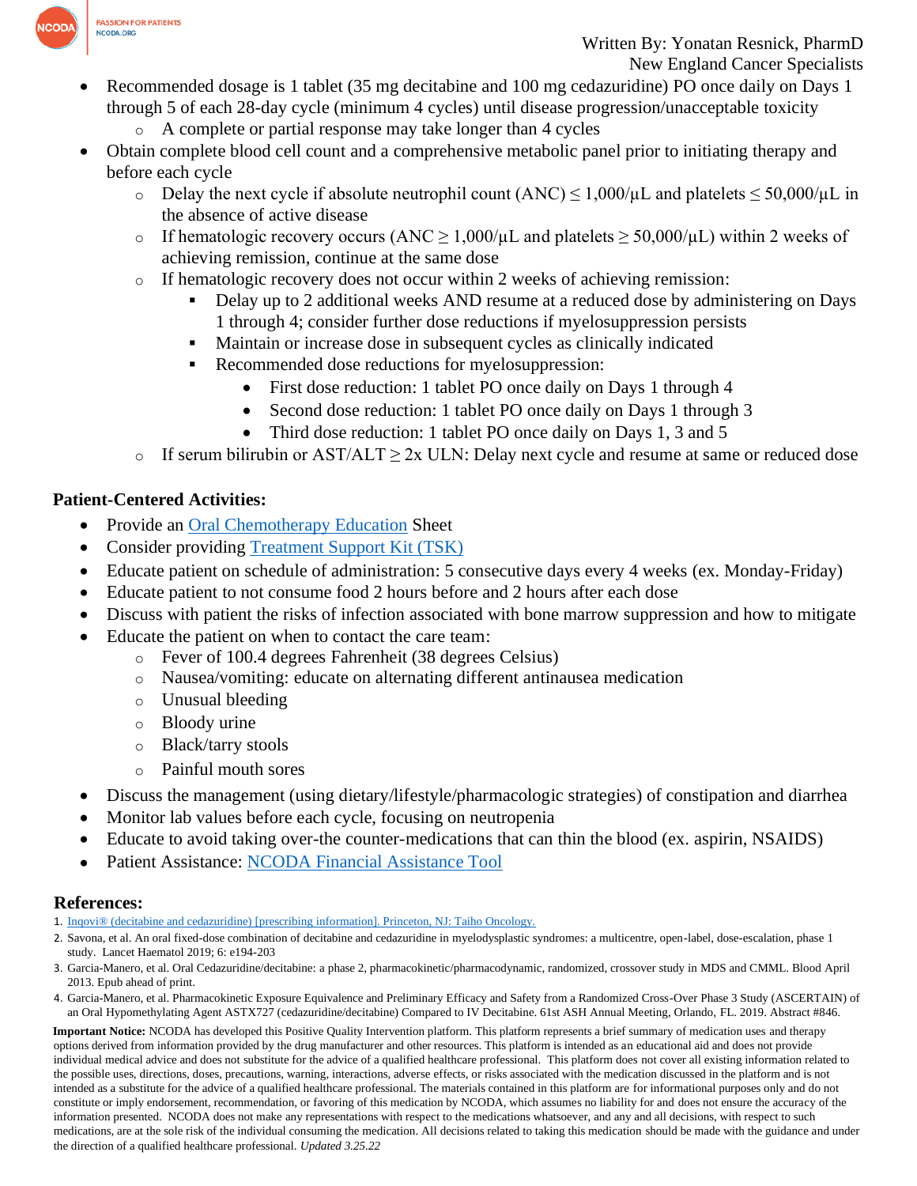- Recommended dosage is 1 tablet (35 mg decitabine and 100 mg cedazuridine) PO once daily on Days 1 through 5 of each 28-day cycle (minimum 4 cycles) until disease progression/unacceptable toxicity
  - A complete or partial response may take longer than 4 cycles
- Obtain complete blood cell count and a comprehensive metabolic panel prior to initiating therapy and before each cycle
  - Delay the next cycle if absolute neutrophil count (ANC) ≤ 1,000/μL and platelets ≤ 50,000/μL in the absence of active disease
  - If hematologic recovery occurs (ANC ≥ 1,000/μL and platelets ≥ 50,000/μL) within 2 weeks of achieving remission, continue at the same dose
  - If hematologic recovery does not occur within 2 weeks of achieving remission:
    - Delay up to 2 additional weeks AND resume at a reduced dose by administering on Days 1 through 4; consider further dose reductions if myelosuppression persists
    - Maintain or increase dose in subsequent cycles as clinically indicated
    - Recommended dose reductions for myelosuppression:
      - First dose reduction: 1 tablet PO once daily on Days 1 through 4
      - Second dose reduction: 1 tablet PO once daily on Days 1 through 3
      - Third dose reduction: 1 tablet PO once daily on Days 1, 3 and 5
  - If serum bilirubin or AST/ALT ≥ 2x ULN: Delay next cycle and resume at same or reduced dose

## Patient-Centered Activities:

- Provide an Oral Chemotherapy Education Sheet
- Consider providing Treatment Support Kit (TSK)
- Educate patient on schedule of administration: 5 consecutive days every 4 weeks (ex. Monday-Friday)
- Educate patient to not consume food 2 hours before and 2 hours after each dose
- Discuss with patient the risks of infection associated with bone marrow suppression and how to mitigate
- Educate the patient on when to contact the care team:
  - Fever of 100.4 degrees Fahrenheit (38 degrees Celsius)
  - Nausea/vomiting: educate on alternating different antinausea medication
  - Unusual bleeding
  - Bloody urine
  - Black/tarry stools
  - Painful mouth sores
- Discuss the management (using dietary/lifestyle/pharmacologic strategies) of constipation and diarrhea
- Monitor lab values before each cycle, focusing on neutropenia
- Educate to avoid taking over-the counter-medications that can thin the blood (ex. aspirin, NSAIDS)
- Patient Assistance: NCODA Financial Assistance Tool

## References:

1. Inqovi® (decitabine and cedazuridine) [prescribing information]. Princeton, NJ: Taiho Oncology.
2. Savona, et al. An oral fixed-dose combination of decitabine and cedazuridine in myelodysplastic syndromes: a multicentre, open-label, dose-escalation, phase 1 study. Lancet Haematol 2019; 6: e194-203
3. Garcia-Manero, et al. Oral Cedazuridine/decitabine: a phase 2, pharmacokinetic/pharmacodynamic, randomized, crossover study in MDS and CMML. Blood April 2013. Epub ahead of print.
4. Garcia-Manero, et al. Pharmacokinetic Exposure Equivalence and Preliminary Efficacy and Safety from a Randomized Cross-Over Phase 3 Study (ASCERTAIN) of an Oral Hypomethylating Agent ASTX727 (cedazuridine/decitabine) Compared to IV Decitabine. 61st ASH Annual Meeting, Orlando, FL. 2019. Abstract #846.

**Important Notice:** NCODA has developed this Positive Quality Intervention platform. This platform represents a brief summary of medication uses and therapy options derived from information provided by the drug manufacturer and other resources. This platform is intended as an educational aid and does not provide individual medical advice and does not substitute for the advice of a qualified healthcare professional. This platform does not cover all existing information related to the possible uses, directions, doses, precautions, warning, interactions, adverse effects, or risks associated with the medication discussed in the platform and is not intended as a substitute for the advice of a qualified healthcare professional. The materials contained in this platform are for informational purposes only and do not constitute or imply endorsement, recommendation, or favoring of this medication by NCODA, which assumes no liability for and does not ensure the accuracy of the information presented. NCODA does not make any representations with respect to the medications whatsoever, and any and all decisions, with respect to such medications, are at the sole risk of the individual consuming the medication. All decisions related to taking this medication should be made with the guidance and under the direction of a qualified healthcare professional. *Updated 3.25.22*